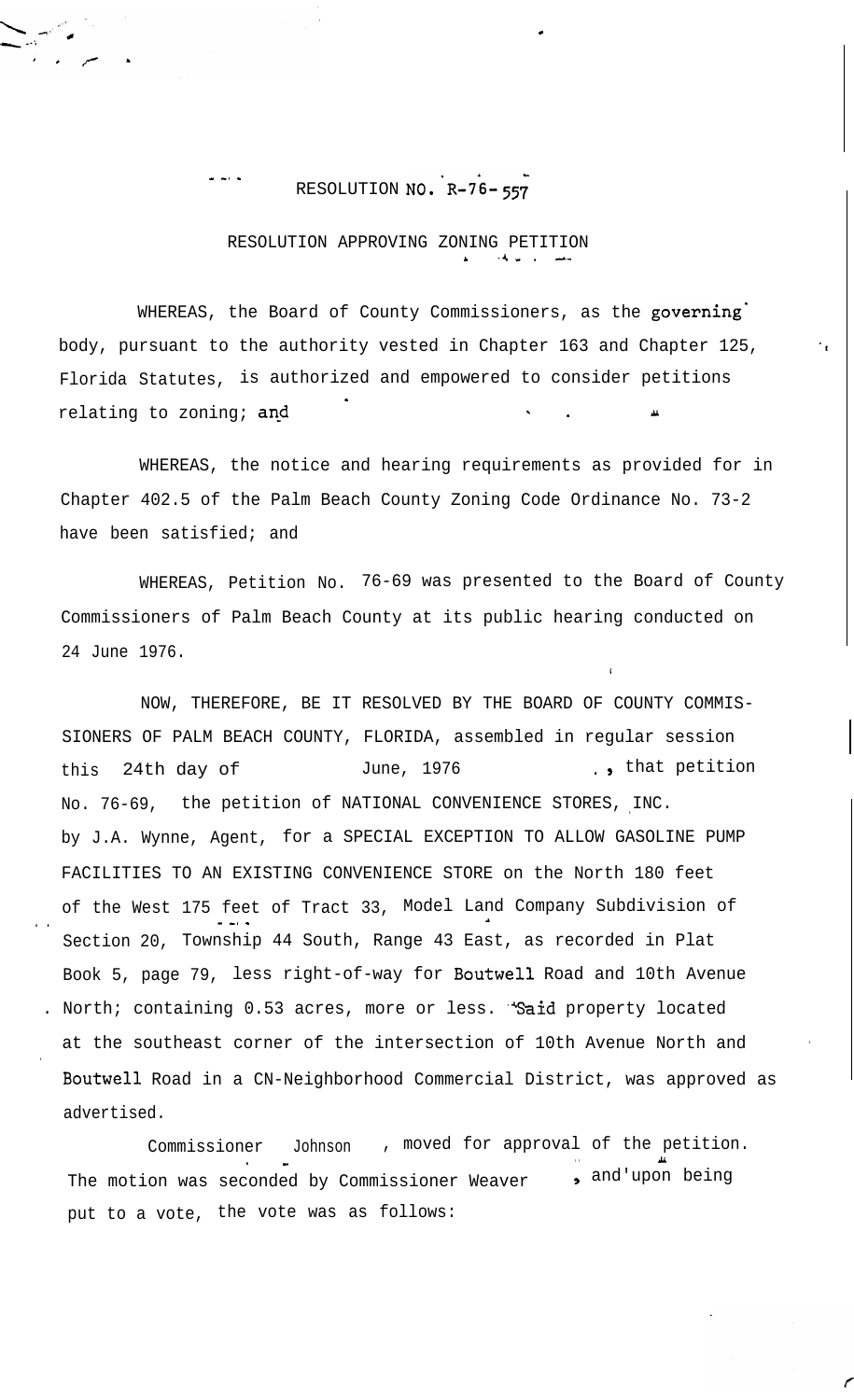RESOLUTION NO. R-76-557

RESOLUTION APPROVING ZONING PETITION

WHEREAS, the Board of County Commissioners, as the governing body, pursuant to the authority vested in Chapter 163 and Chapter 125, Florida Statutes, is authorized and empowered to consider petitions relating to zoning; and

WHEREAS, the notice and hearing requirements as provided for in Chapter 402.5 of the Palm Beach County Zoning Code Ordinance No. 73-2 have been satisfied; and

WHEREAS, Petition No. 76-69 was presented to the Board of County Commissioners of Palm Beach County at its public hearing conducted on 24 June 1976.

NOW, THEREFORE, BE IT RESOLVED BY THE BOARD OF COUNTY COMMISSIONERS OF PALM BEACH COUNTY, FLORIDA, assembled in regular session this 24th day of June, 1976, that petition No. 76-69, the petition of NATIONAL CONVENIENCE STORES, INC. by J.A. Wynne, Agent, for a SPECIAL EXCEPTION TO ALLOW GASOLINE PUMP FACILITIES TO AN EXISTING CONVENIENCE STORE on the North 180 feet of the West 175 feet of Tract 33, Model Land Company Subdivision of Section 20, Township 44 South, Range 43 East, as recorded in Plat Book 5, page 79, less right-of-way for Boutwell Road and 10th Avenue North; containing 0.53 acres, more or less. Said property located at the southeast corner of the intersection of 10th Avenue North and Boutwell Road in a CN-Neighborhood Commercial District, was approved as advertised.

Commissioner Johnson, moved for approval of the petition. The motion was seconded by Commissioner Weaver, and upon being put to a vote, the vote was as follows: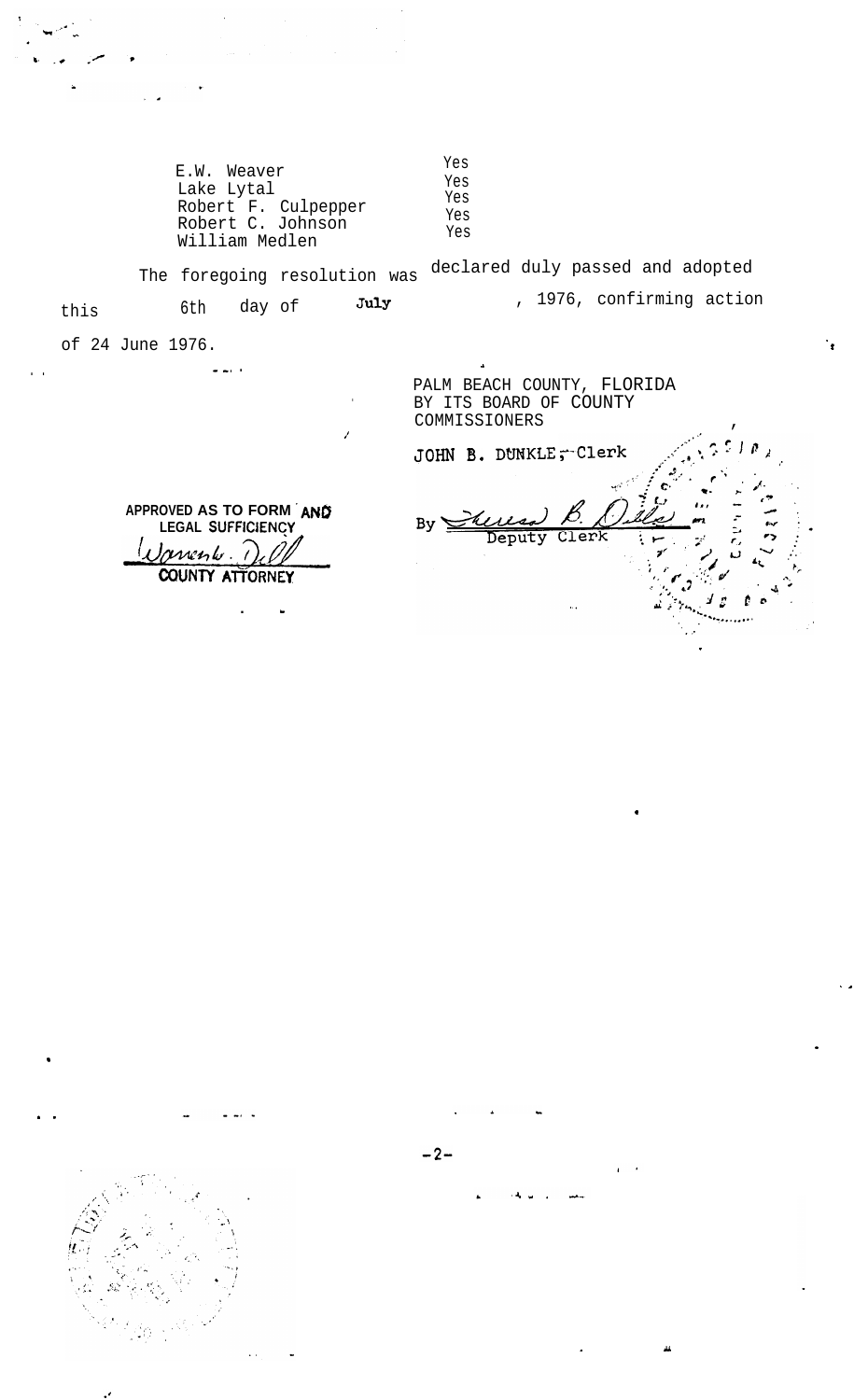| | |
|---|---|
| E.W. Weaver | Yes |
| Lake Lytal | Yes |
| Robert F. Culpepper | Yes |
| Robert C. Johnson | Yes |
| William Medlen | Yes |

The foregoing resolution was declared duly passed and adopted this 6th day of July, 1976, confirming action of 24 June 1976.

PALM BEACH COUNTY, FLORIDA
BY ITS BOARD OF COUNTY
COMMISSIONERS

JOHN B. DUNKLE, Clerk

By *Theresa B. Dills*
Deputy Clerk

APPROVED AS TO FORM AND
LEGAL SUFFICIENCY

*Warren W. Dill*
COUNTY ATTORNEY